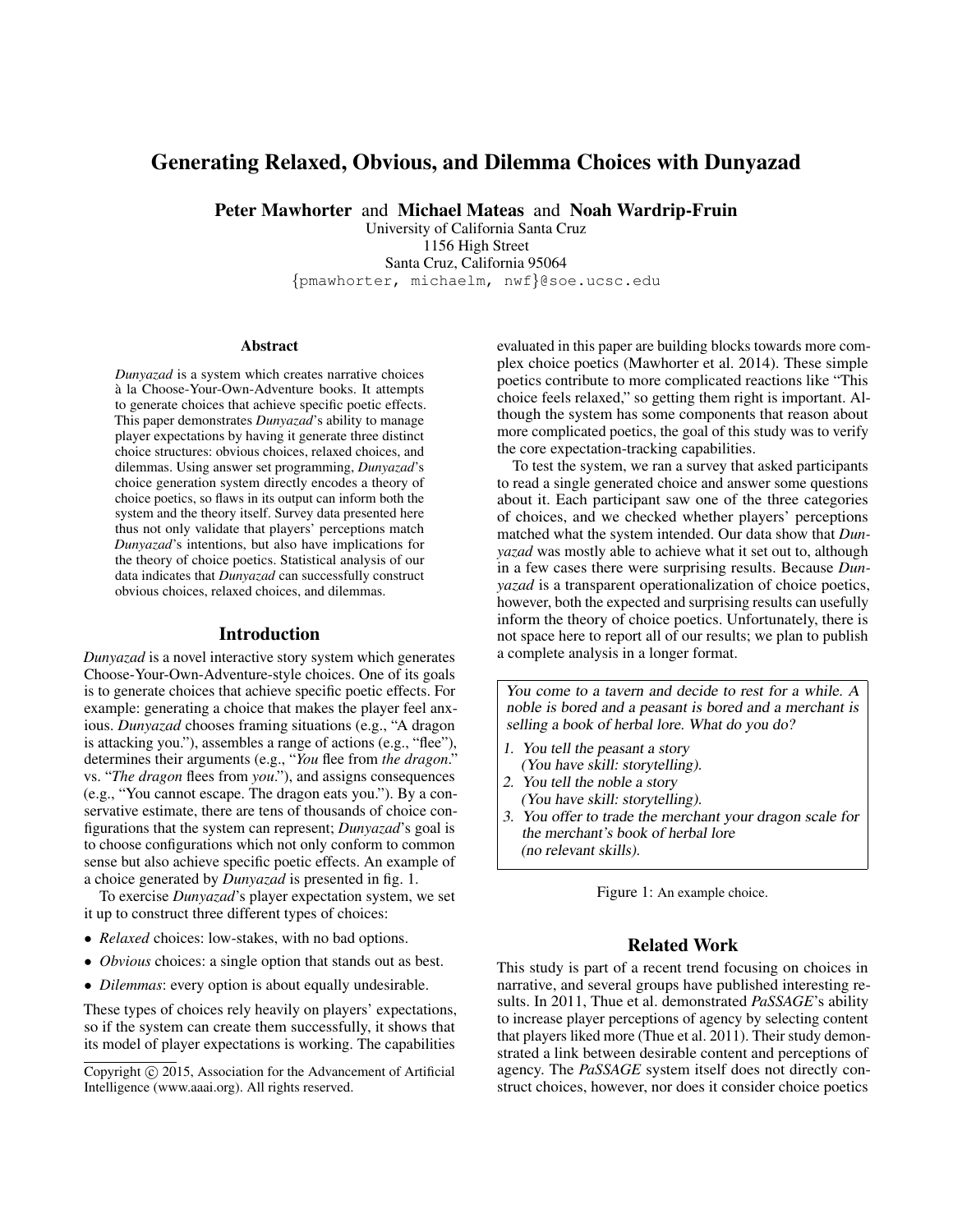# Generating Relaxed, Obvious, and Dilemma Choices with Dunyazad

**Peter Mawhorter** and **Michael Mateas** and **Noah Wardrip-Fruin**

University of California Santa Cruz
1156 High Street
Santa Cruz, California 95064
{pmawhorter, michaelm, nwf}@soe.ucsc.edu

## Abstract

*Dunyazad* is a system which creates narrative choices à la Choose-Your-Own-Adventure books. It attempts to generate choices that achieve specific poetic effects. This paper demonstrates *Dunyazad*'s ability to manage player expectations by having it generate three distinct choice structures: obvious choices, relaxed choices, and dilemmas. Using answer set programming, *Dunyazad*'s choice generation system directly encodes a theory of choice poetics, so flaws in its output can inform both the system and the theory itself. Survey data presented here thus not only validate that players' perceptions match *Dunyazad*'s intentions, but also have implications for the theory of choice poetics. Statistical analysis of our data indicates that *Dunyazad* can successfully construct obvious choices, relaxed choices, and dilemmas.

## Introduction

*Dunyazad* is a novel interactive story system which generates Choose-Your-Own-Adventure-style choices. One of its goals is to generate choices that achieve specific poetic effects. For example: generating a choice that makes the player feel anxious. *Dunyazad* chooses framing situations (e.g., "A dragon is attacking you."), assembles a range of actions (e.g., "flee"), determines their arguments (e.g., "*You* flee from *the dragon*." vs. "*The dragon* flees from *you*."), and assigns consequences (e.g., "You cannot escape. The dragon eats you."). By a conservative estimate, there are tens of thousands of choice configurations that the system can represent; *Dunyazad*'s goal is to choose configurations which not only conform to common sense but also achieve specific poetic effects. An example of a choice generated by *Dunyazad* is presented in fig. 1.

To exercise *Dunyazad*'s player expectation system, we set it up to construct three different types of choices:

- *Relaxed* choices: low-stakes, with no bad options.
- *Obvious* choices: a single option that stands out as best.
- *Dilemmas*: every option is about equally undesirable.

These types of choices rely heavily on players' expectations, so if the system can create them successfully, it shows that its model of player expectations is working. The capabilities evaluated in this paper are building blocks towards more complex choice poetics (Mawhorter et al. 2014). These simple poetics contribute to more complicated reactions like "This choice feels relaxed," so getting them right is important. Although the system has some components that reason about more complicated poetics, the goal of this study was to verify the core expectation-tracking capabilities.

To test the system, we ran a survey that asked participants to read a single generated choice and answer some questions about it. Each participant saw one of the three categories of choices, and we checked whether players' perceptions matched what the system intended. Our data show that *Dunyazad* was mostly able to achieve what it set out to, although in a few cases there were surprising results. Because *Dunyazad* is a transparent operationalization of choice poetics, however, both the expected and surprising results can usefully inform the theory of choice poetics. Unfortunately, there is not space here to report all of our results; we plan to publish a complete analysis in a longer format.

> You come to a tavern and decide to rest for a while. A noble is bored and a peasant is bored and a merchant is selling a book of herbal lore. What do you do?
>
> 1. You tell the peasant a story (You have skill: storytelling).
> 2. You tell the noble a story (You have skill: storytelling).
> 3. You offer to trade the merchant your dragon scale for the merchant's book of herbal lore (no relevant skills).

Figure 1: An example choice.

## Related Work

This study is part of a recent trend focusing on choices in narrative, and several groups have published interesting results. In 2011, Thue et al. demonstrated *PaSSAGE*'s ability to increase player perceptions of agency by selecting content that players liked more (Thue et al. 2011). Their study demonstrated a link between desirable content and perceptions of agency. The *PaSSAGE* system itself does not directly construct choices, however, nor does it consider choice poetics

Copyright © 2015, Association for the Advancement of Artificial Intelligence (www.aaai.org). All rights reserved.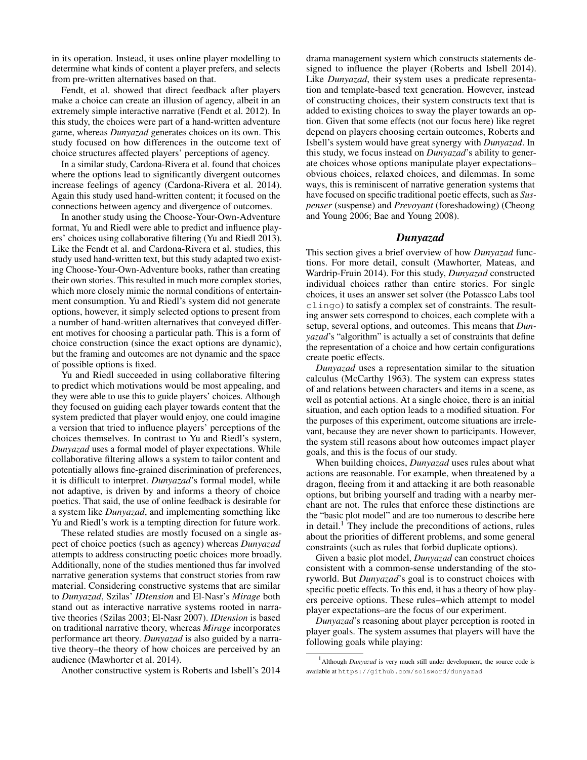in its operation. Instead, it uses online player modelling to determine what kinds of content a player prefers, and selects from pre-written alternatives based on that.

Fendt, et al. showed that direct feedback after players make a choice can create an illusion of agency, albeit in an extremely simple interactive narrative (Fendt et al. 2012). In this study, the choices were part of a hand-written adventure game, whereas *Dunyazad* generates choices on its own. This study focused on how differences in the outcome text of choice structures affected players' perceptions of agency.

In a similar study, Cardona-Rivera et al. found that choices where the options lead to significantly divergent outcomes increase feelings of agency (Cardona-Rivera et al. 2014). Again this study used hand-written content; it focused on the connections between agency and divergence of outcomes.

In another study using the Choose-Your-Own-Adventure format, Yu and Riedl were able to predict and influence players' choices using collaborative filtering (Yu and Riedl 2013). Like the Fendt et al. and Cardona-Rivera et al. studies, this study used hand-written text, but this study adapted two existing Choose-Your-Own-Adventure books, rather than creating their own stories. This resulted in much more complex stories, which more closely mimic the normal conditions of entertainment consumption. Yu and Riedl's system did not generate options, however, it simply selected options to present from a number of hand-written alternatives that conveyed different motives for choosing a particular path. This is a form of choice construction (since the exact options are dynamic), but the framing and outcomes are not dynamic and the space of possible options is fixed.

Yu and Riedl succeeded in using collaborative filtering to predict which motivations would be most appealing, and they were able to use this to guide players' choices. Although they focused on guiding each player towards content that the system predicted that player would enjoy, one could imagine a version that tried to influence players' perceptions of the choices themselves. In contrast to Yu and Riedl's system, *Dunyazad* uses a formal model of player expectations. While collaborative filtering allows a system to tailor content and potentially allows fine-grained discrimination of preferences, it is difficult to interpret. *Dunyazad*'s formal model, while not adaptive, is driven by and informs a theory of choice poetics. That said, the use of online feedback is desirable for a system like *Dunyazad*, and implementing something like Yu and Riedl's work is a tempting direction for future work.

These related studies are mostly focused on a single aspect of choice poetics (such as agency) whereas *Dunyazad* attempts to address constructing poetic choices more broadly. Additionally, none of the studies mentioned thus far involved narrative generation systems that construct stories from raw material. Considering constructive systems that are similar to *Dunyazad*, Szilas' *IDtension* and El-Nasr's *Mirage* both stand out as interactive narrative systems rooted in narrative theories (Szilas 2003; El-Nasr 2007). *IDtension* is based on traditional narrative theory, whereas *Mirage* incorporates performance art theory. *Dunyazad* is also guided by a narrative theory–the theory of how choices are perceived by an audience (Mawhorter et al. 2014).

Another constructive system is Roberts and Isbell's 2014 drama management system which constructs statements designed to influence the player (Roberts and Isbell 2014). Like *Dunyazad*, their system uses a predicate representation and template-based text generation. However, instead of constructing choices, their system constructs text that is added to existing choices to sway the player towards an option. Given that some effects (not our focus here) like regret depend on players choosing certain outcomes, Roberts and Isbell's system would have great synergy with *Dunyazad*. In this study, we focus instead on *Dunyazad*'s ability to generate choices whose options manipulate player expectations–obvious choices, relaxed choices, and dilemmas. In some ways, this is reminiscent of narrative generation systems that have focused on specific traditional poetic effects, such as *Suspenser* (suspense) and *Prevoyant* (foreshadowing) (Cheong and Young 2006; Bae and Young 2008).

## *Dunyazad*

This section gives a brief overview of how *Dunyazad* functions. For more detail, consult (Mawhorter, Mateas, and Wardrip-Fruin 2014). For this study, *Dunyazad* constructed individual choices rather than entire stories. For single choices, it uses an answer set solver (the Potassco Labs tool `clingo`) to satisfy a complex set of constraints. The resulting answer sets correspond to choices, each complete with a setup, several options, and outcomes. This means that *Dunyazad*'s "algorithm" is actually a set of constraints that define the representation of a choice and how certain configurations create poetic effects.

*Dunyazad* uses a representation similar to the situation calculus (McCarthy 1963). The system can express states of and relations between characters and items in a scene, as well as potential actions. At a single choice, there is an initial situation, and each option leads to a modified situation. For the purposes of this experiment, outcome situations are irrelevant, because they are never shown to participants. However, the system still reasons about how outcomes impact player goals, and this is the focus of our study.

When building choices, *Dunyazad* uses rules about what actions are reasonable. For example, when threatened by a dragon, fleeing from it and attacking it are both reasonable options, but bribing yourself and trading with a nearby merchant are not. The rules that enforce these distinctions are the "basic plot model" and are too numerous to describe here in detail.[1] They include the preconditions of actions, rules about the priorities of different problems, and some general constraints (such as rules that forbid duplicate options).

Given a basic plot model, *Dunyazad* can construct choices consistent with a common-sense understanding of the storyworld. But *Dunyazad*'s goal is to construct choices with specific poetic effects. To this end, it has a theory of how players perceive options. These rules–which attempt to model player expectations–are the focus of our experiment.

*Dunyazad*'s reasoning about player perception is rooted in player goals. The system assumes that players will have the following goals while playing:

[1] Although *Dunyazad* is very much still under development, the source code is available at `https://github.com/solsword/dunyazad`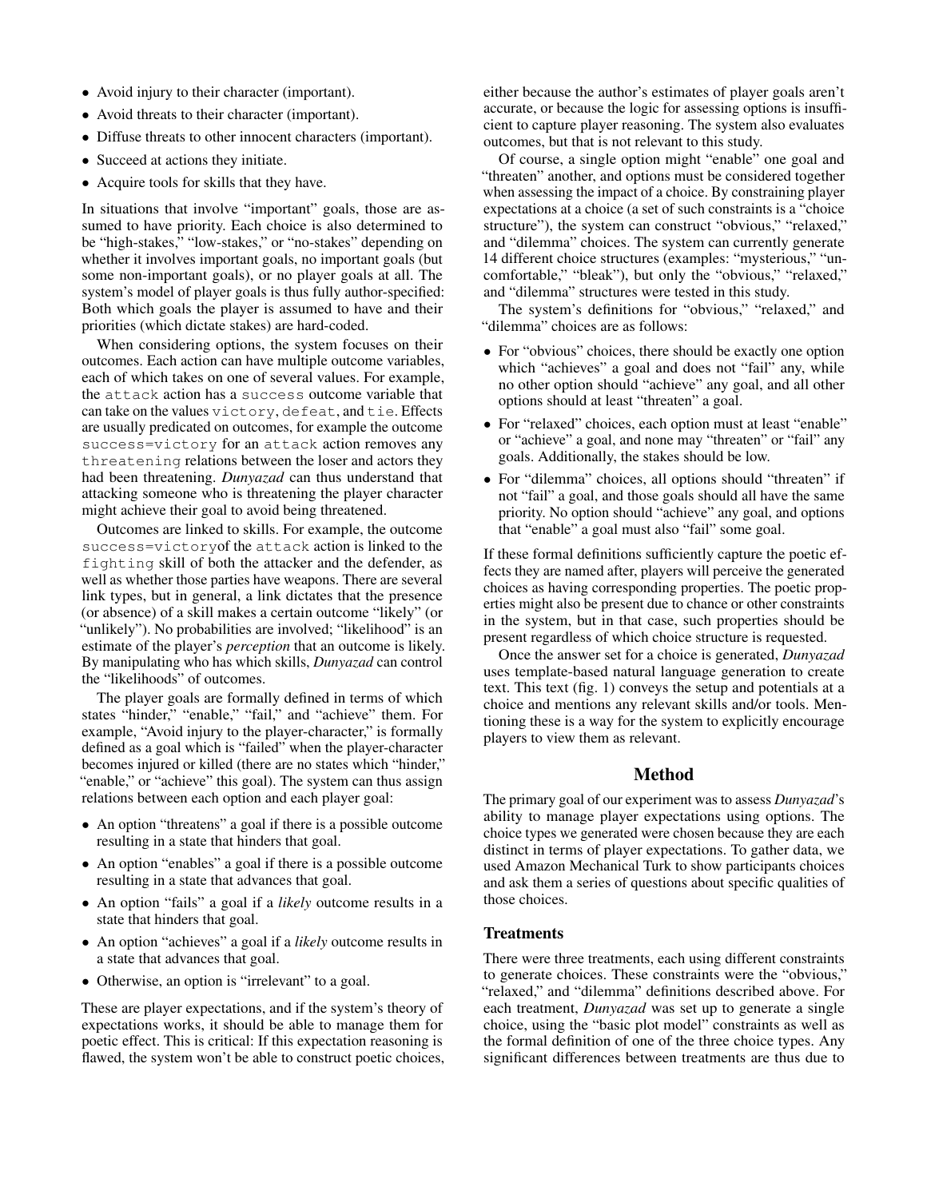- Avoid injury to their character (important).
- Avoid threats to their character (important).
- Diffuse threats to other innocent characters (important).
- Succeed at actions they initiate.
- Acquire tools for skills that they have.

In situations that involve "important" goals, those are assumed to have priority. Each choice is also determined to be "high-stakes," "low-stakes," or "no-stakes" depending on whether it involves important goals, no important goals (but some non-important goals), or no player goals at all. The system's model of player goals is thus fully author-specified: Both which goals the player is assumed to have and their priorities (which dictate stakes) are hard-coded.

When considering options, the system focuses on their outcomes. Each action can have multiple outcome variables, each of which takes on one of several values. For example, the `attack` action has a `success` outcome variable that can take on the values `victory`, `defeat`, and `tie`. Effects are usually predicated on outcomes, for example the outcome `success=victory` for an `attack` action removes any `threatening` relations between the loser and actors they had been threatening. *Dunyazad* can thus understand that attacking someone who is threatening the player character might achieve their goal to avoid being threatened.

Outcomes are linked to skills. For example, the outcome `success=victory`of the `attack` action is linked to the `fighting` skill of both the attacker and the defender, as well as whether those parties have weapons. There are several link types, but in general, a link dictates that the presence (or absence) of a skill makes a certain outcome "likely" (or "unlikely"). No probabilities are involved; "likelihood" is an estimate of the player's *perception* that an outcome is likely. By manipulating who has which skills, *Dunyazad* can control the "likelihoods" of outcomes.

The player goals are formally defined in terms of which states "hinder," "enable," "fail," and "achieve" them. For example, "Avoid injury to the player-character," is formally defined as a goal which is "failed" when the player-character becomes injured or killed (there are no states which "hinder," "enable," or "achieve" this goal). The system can thus assign relations between each option and each player goal:

- An option "threatens" a goal if there is a possible outcome resulting in a state that hinders that goal.
- An option "enables" a goal if there is a possible outcome resulting in a state that advances that goal.
- An option "fails" a goal if a *likely* outcome results in a state that hinders that goal.
- An option "achieves" a goal if a *likely* outcome results in a state that advances that goal.
- Otherwise, an option is "irrelevant" to a goal.

These are player expectations, and if the system's theory of expectations works, it should be able to manage them for poetic effect. This is critical: If this expectation reasoning is flawed, the system won't be able to construct poetic choices, either because the author's estimates of player goals aren't accurate, or because the logic for assessing options is insufficient to capture player reasoning. The system also evaluates outcomes, but that is not relevant to this study.

Of course, a single option might "enable" one goal and "threaten" another, and options must be considered together when assessing the impact of a choice. By constraining player expectations at a choice (a set of such constraints is a "choice structure"), the system can construct "obvious," "relaxed," and "dilemma" choices. The system can currently generate 14 different choice structures (examples: "mysterious," "uncomfortable," "bleak"), but only the "obvious," "relaxed," and "dilemma" structures were tested in this study.

The system's definitions for "obvious," "relaxed," and "dilemma" choices are as follows:

- For "obvious" choices, there should be exactly one option which "achieves" a goal and does not "fail" any, while no other option should "achieve" any goal, and all other options should at least "threaten" a goal.
- For "relaxed" choices, each option must at least "enable" or "achieve" a goal, and none may "threaten" or "fail" any goals. Additionally, the stakes should be low.
- For "dilemma" choices, all options should "threaten" if not "fail" a goal, and those goals should all have the same priority. No option should "achieve" any goal, and options that "enable" a goal must also "fail" some goal.

If these formal definitions sufficiently capture the poetic effects they are named after, players will perceive the generated choices as having corresponding properties. The poetic properties might also be present due to chance or other constraints in the system, but in that case, such properties should be present regardless of which choice structure is requested.

Once the answer set for a choice is generated, *Dunyazad* uses template-based natural language generation to create text. This text (fig. 1) conveys the setup and potentials at a choice and mentions any relevant skills and/or tools. Mentioning these is a way for the system to explicitly encourage players to view them as relevant.

## Method

The primary goal of our experiment was to assess *Dunyazad*'s ability to manage player expectations using options. The choice types we generated were chosen because they are each distinct in terms of player expectations. To gather data, we used Amazon Mechanical Turk to show participants choices and ask them a series of questions about specific qualities of those choices.

### Treatments

There were three treatments, each using different constraints to generate choices. These constraints were the "obvious," "relaxed," and "dilemma" definitions described above. For each treatment, *Dunyazad* was set up to generate a single choice, using the "basic plot model" constraints as well as the formal definition of one of the three choice types. Any significant differences between treatments are thus due to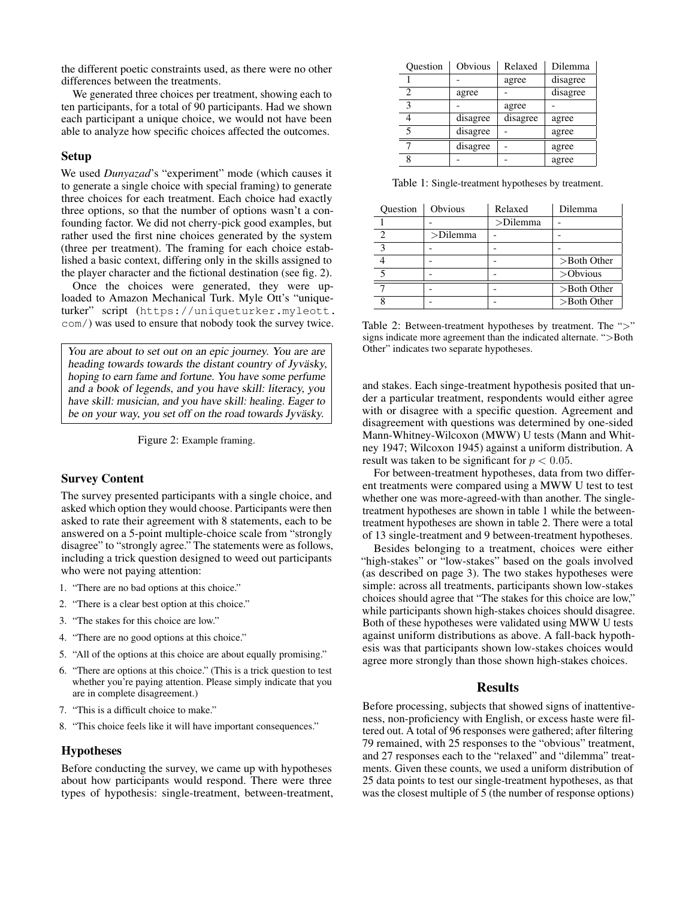the different poetic constraints used, as there were no other differences between the treatments.

We generated three choices per treatment, showing each to ten participants, for a total of 90 participants. Had we shown each participant a unique choice, we would not have been able to analyze how specific choices affected the outcomes.

### Setup

We used *Dunyazad*'s "experiment" mode (which causes it to generate a single choice with special framing) to generate three choices for each treatment. Each choice had exactly three options, so that the number of options wasn't a confounding factor. We did not cherry-pick good examples, but rather used the first nine choices generated by the system (three per treatment). The framing for each choice established a basic context, differing only in the skills assigned to the player character and the fictional destination (see fig. 2).

Once the choices were generated, they were uploaded to Amazon Mechanical Turk. Myle Ott's "uniqueturker" script (`https://uniqueturker.myleott.com/`) was used to ensure that nobody took the survey twice.

> You are about to set out on an epic journey. You are are heading towards towards the distant country of Jyväsky, hoping to earn fame and fortune. You have some perfume and a book of legends, and you have skill: literacy, you have skill: musician, and you have skill: healing. Eager to be on your way, you set off on the road towards Jyväsky.

Figure 2: Example framing.

### Survey Content

The survey presented participants with a single choice, and asked which option they would choose. Participants were then asked to rate their agreement with 8 statements, each to be answered on a 5-point multiple-choice scale from "strongly disagree" to "strongly agree." The statements were as follows, including a trick question designed to weed out participants who were not paying attention:

1. "There are no bad options at this choice."
2. "There is a clear best option at this choice."
3. "The stakes for this choice are low."
4. "There are no good options at this choice."
5. "All of the options at this choice are about equally promising."
6. "There are options at this choice." (This is a trick question to test whether you're paying attention. Please simply indicate that you are in complete disagreement.)
7. "This is a difficult choice to make."
8. "This choice feels like it will have important consequences."

### Hypotheses

Before conducting the survey, we came up with hypotheses about how participants would respond. There were three types of hypothesis: single-treatment, between-treatment, and stakes. Each singe-treatment hypothesis posited that under a particular treatment, respondents would either agree with or disagree with a specific question. Agreement and disagreement with questions was determined by one-sided Mann-Whitney-Wilcoxon (MWW) U tests (Mann and Whitney 1947; Wilcoxon 1945) against a uniform distribution. A result was taken to be significant for $p < 0.05$.

| Question | Obvious | Relaxed | Dilemma |
|---|---|---|---|
| 1 | - | agree | disagree |
| 2 | agree | - | disagree |
| 3 | - | agree | - |
| 4 | disagree | disagree | agree |
| 5 | disagree | - | agree |
| 7 | disagree | - | agree |
| 8 | - | - | agree |

Table 1: Single-treatment hypotheses by treatment.

| Question | Obvious | Relaxed | Dilemma |
|---|---|---|---|
| 1 | - | >Dilemma | - |
| 2 | >Dilemma | - | - |
| 3 | - | - | - |
| 4 | - | - | >Both Other |
| 5 | - | - | >Obvious |
| 7 | - | - | >Both Other |
| 8 | - | - | >Both Other |

Table 2: Between-treatment hypotheses by treatment. The ">" signs indicate more agreement than the indicated alternate. ">Both Other" indicates two separate hypotheses.

For between-treatment hypotheses, data from two different treatments were compared using a MWW U test to test whether one was more-agreed-with than another. The single-treatment hypotheses are shown in table 1 while the between-treatment hypotheses are shown in table 2. There were a total of 13 single-treatment and 9 between-treatment hypotheses.

Besides belonging to a treatment, choices were either "high-stakes" or "low-stakes" based on the goals involved (as described on page 3). The two stakes hypotheses were simple: across all treatments, participants shown low-stakes choices should agree that "The stakes for this choice are low," while participants shown high-stakes choices should disagree. Both of these hypotheses were validated using MWW U tests against uniform distributions as above. A fall-back hypothesis was that participants shown low-stakes choices would agree more strongly than those shown high-stakes choices.

## Results

Before processing, subjects that showed signs of inattentiveness, non-proficiency with English, or excess haste were filtered out. A total of 96 responses were gathered; after filtering 79 remained, with 25 responses to the "obvious" treatment, and 27 responses each to the "relaxed" and "dilemma" treatments. Given these counts, we used a uniform distribution of 25 data points to test our single-treatment hypotheses, as that was the closest multiple of 5 (the number of response options)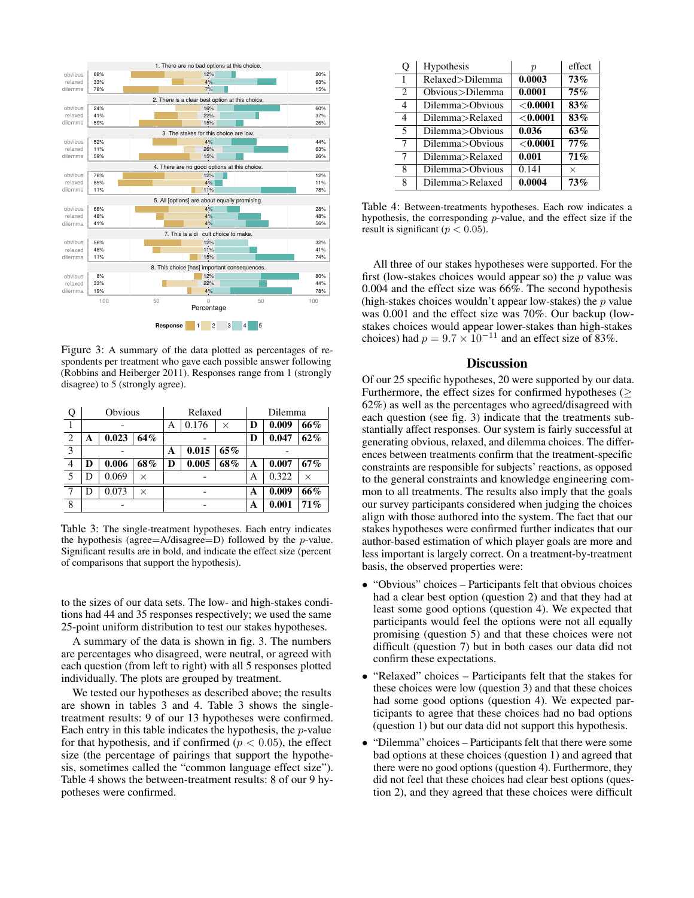| | | 1. There are no bad options at this choice. | |
|---|---|---|---|
| obvious | 68% | 12% | 20% |
| relaxed | 33% | 4% | 63% |
| dilemma | 78% | 7% | 15% |

| | | 2. There is a clear best option at this choice. | |
|---|---|---|---|
| obvious | 24% | 16% | 60% |
| relaxed | 41% | 22% | 37% |
| dilemma | 59% | 15% | 26% |

| | | 3. The stakes for this choice are low. | |
|---|---|---|---|
| obvious | 52% | 4% | 44% |
| relaxed | 11% | 26% | 63% |
| dilemma | 59% | 15% | 26% |

| | | 4. There are no good options at this choice. | |
|---|---|---|---|
| obvious | 76% | 12% | 12% |
| relaxed | 85% | 4% | 11% |
| dilemma | 11% | 11% | 78% |

| | | 5. All [options] are about equally promising. | |
|---|---|---|---|
| obvious | 68% | 4% | 28% |
| relaxed | 48% | 4% | 48% |
| dilemma | 41% | 4% | 56% |

| | | 7. This is a difficult choice to make. | |
|---|---|---|---|
| obvious | 56% | 12% | 32% |
| relaxed | 48% | 11% | 41% |
| dilemma | 11% | 15% | 74% |

| | | 8. This choice [has] important consequences. | |
|---|---|---|---|
| obvious | 8% | 12% | 80% |
| relaxed | 33% | 22% | 44% |
| dilemma | 19% | 4% | 78% |

Percentage (100, 50, 0, 50, 100)

Response: 1, 2, 3, 4, 5

Figure 3: A summary of the data plotted as percentages of respondents per treatment who gave each possible answer following (Robbins and Heiberger 2011). Responses range from 1 (strongly disagree) to 5 (strongly agree).

| Q | Obvious | | | Relaxed | | | Dilemma | | |
|---|---|---|---|---|---|---|---|---|---|
| 1 | | - | | A | 0.176 | × | **D** | **0.009** | **66%** |
| 2 | **A** | **0.023** | **64%** | | - | | **D** | **0.047** | **62%** |
| 3 | | - | | **A** | **0.015** | **65%** | | - | |
| 4 | **D** | **0.006** | **68%** | **D** | **0.005** | **68%** | **A** | **0.007** | **67%** |
| 5 | D | 0.069 | × | | - | | A | 0.322 | × |
| 7 | D | 0.073 | × | | - | | **A** | **0.009** | **66%** |
| 8 | | - | | | - | | **A** | **0.001** | **71%** |

Table 3: The single-treatment hypotheses. Each entry indicates the hypothesis (agree=A/disagree=D) followed by the $p$-value. Significant results are in bold, and indicate the effect size (percent of comparisons that support the hypothesis).

to the sizes of our data sets. The low- and high-stakes conditions had 44 and 35 responses respectively; we used the same 25-point uniform distribution to test our stakes hypotheses.

A summary of the data is shown in fig. 3. The numbers are percentages who disagreed, were neutral, or agreed with each question (from left to right) with all 5 responses plotted individually. The plots are grouped by treatment.

We tested our hypotheses as described above; the results are shown in tables 3 and 4. Table 3 shows the single-treatment results: 9 of our 13 hypotheses were confirmed. Each entry in this table indicates the hypothesis, the $p$-value for that hypothesis, and if confirmed ($p < 0.05$), the effect size (the percentage of pairings that support the hypothesis, sometimes called the "common language effect size"). Table 4 shows the between-treatment results: 8 of our 9 hypotheses were confirmed.

| Q | Hypothesis | $p$ | effect |
|---|---|---|---|
| 1 | Relaxed>Dilemma | **0.0003** | **73%** |
| 2 | Obvious>Dilemma | **0.0001** | **75%** |
| 4 | Dilemma>Obvious | **<0.0001** | **83%** |
| 4 | Dilemma>Relaxed | **<0.0001** | **83%** |
| 5 | Dilemma>Obvious | **0.036** | **63%** |
| 7 | Dilemma>Obvious | **<0.0001** | **77%** |
| 7 | Dilemma>Relaxed | **0.001** | **71%** |
| 8 | Dilemma>Obvious | 0.141 | × |
| 8 | Dilemma>Relaxed | **0.0004** | **73%** |

Table 4: Between-treatments hypotheses. Each row indicates a hypothesis, the corresponding $p$-value, and the effect size if the result is significant ($p < 0.05$).

All three of our stakes hypotheses were supported. For the first (low-stakes choices would appear so) the $p$ value was 0.004 and the effect size was 66%. The second hypothesis (high-stakes choices wouldn't appear low-stakes) the $p$ value was 0.001 and the effect size was 70%. Our backup (low-stakes choices would appear lower-stakes than high-stakes choices) had $p = 9.7 \times 10^{-11}$ and an effect size of 83%.

## Discussion

Of our 25 specific hypotheses, 20 were supported by our data. Furthermore, the effect sizes for confirmed hypotheses ($\geq$ 62%) as well as the percentages who agreed/disagreed with each question (see fig. 3) indicate that the treatments substantially affect responses. Our system is fairly successful at generating obvious, relaxed, and dilemma choices. The differences between treatments confirm that the treatment-specific constraints are responsible for subjects' reactions, as opposed to the general constraints and knowledge engineering common to all treatments. The results also imply that the goals our survey participants considered when judging the choices align with those authored into the system. The fact that our stakes hypotheses were confirmed further indicates that our author-based estimation of which player goals are more and less important is largely correct. On a treatment-by-treatment basis, the observed properties were:

- "Obvious" choices – Participants felt that obvious choices had a clear best option (question 2) and that they had at least some good options (question 4). We expected that participants would feel the options were not all equally promising (question 5) and that these choices were not difficult (question 7) but in both cases our data did not confirm these expectations.
- "Relaxed" choices – Participants felt that the stakes for these choices were low (question 3) and that these choices had some good options (question 4). We expected participants to agree that these choices had no bad options (question 1) but our data did not support this hypothesis.
- "Dilemma" choices – Participants felt that there were some bad options at these choices (question 1) and agreed that there were no good options (question 4). Furthermore, they did not feel that these choices had clear best options (question 2), and they agreed that these choices were difficult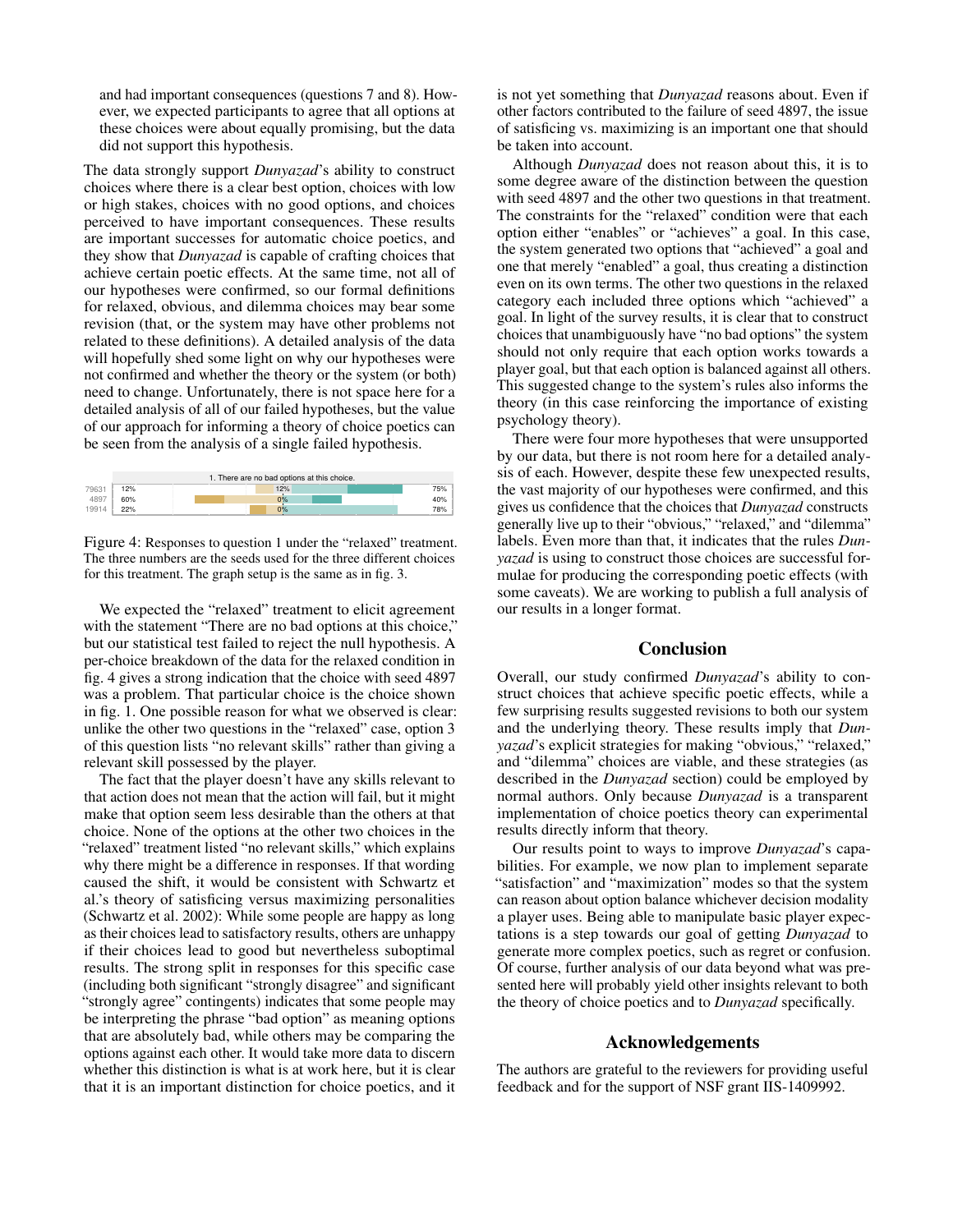and had important consequences (questions 7 and 8). However, we expected participants to agree that all options at these choices were about equally promising, but the data did not support this hypothesis.

The data strongly support *Dunyazad*'s ability to construct choices where there is a clear best option, choices with low or high stakes, choices with no good options, and choices perceived to have important consequences. These results are important successes for automatic choice poetics, and they show that *Dunyazad* is capable of crafting choices that achieve certain poetic effects. At the same time, not all of our hypotheses were confirmed, so our formal definitions for relaxed, obvious, and dilemma choices may bear some revision (that, or the system may have other problems not related to these definitions). A detailed analysis of the data will hopefully shed some light on why our hypotheses were not confirmed and whether the theory or the system (or both) need to change. Unfortunately, there is not space here for a detailed analysis of all of our failed hypotheses, but the value of our approach for informing a theory of choice poetics can be seen from the analysis of a single failed hypothesis.

1. There are no bad options at this choice.

| Seed | Disagree | Neutral | Agree |
|---|---|---|---|
| 79631 | 12% | 12% | 75% |
| 4897 | 60% | 0% | 40% |
| 19914 | 22% | 0% | 78% |

Figure 4: Responses to question 1 under the "relaxed" treatment. The three numbers are the seeds used for the three different choices for this treatment. The graph setup is the same as in fig. 3.

We expected the "relaxed" treatment to elicit agreement with the statement "There are no bad options at this choice," but our statistical test failed to reject the null hypothesis. A per-choice breakdown of the data for the relaxed condition in fig. 4 gives a strong indication that the choice with seed 4897 was a problem. That particular choice is the choice shown in fig. 1. One possible reason for what we observed is clear: unlike the other two questions in the "relaxed" case, option 3 of this question lists "no relevant skills" rather than giving a relevant skill possessed by the player.

The fact that the player doesn't have any skills relevant to that action does not mean that the action will fail, but it might make that option seem less desirable than the others at that choice. None of the options at the other two choices in the "relaxed" treatment listed "no relevant skills," which explains why there might be a difference in responses. If that wording caused the shift, it would be consistent with Schwartz et al.'s theory of satisficing versus maximizing personalities (Schwartz et al. 2002): While some people are happy as long as their choices lead to satisfactory results, others are unhappy if their choices lead to good but nevertheless suboptimal results. The strong split in responses for this specific case (including both significant "strongly disagree" and significant "strongly agree" contingents) indicates that some people may be interpreting the phrase "bad option" as meaning options that are absolutely bad, while others may be comparing the options against each other. It would take more data to discern whether this distinction is what is at work here, but it is clear that it is an important distinction for choice poetics, and it is not yet something that *Dunyazad* reasons about. Even if other factors contributed to the failure of seed 4897, the issue of satisficing vs. maximizing is an important one that should be taken into account.

Although *Dunyazad* does not reason about this, it is to some degree aware of the distinction between the question with seed 4897 and the other two questions in that treatment. The constraints for the "relaxed" condition were that each option either "enables" or "achieves" a goal. In this case, the system generated two options that "achieved" a goal and one that merely "enabled" a goal, thus creating a distinction even on its own terms. The other two questions in the relaxed category each included three options which "achieved" a goal. In light of the survey results, it is clear that to construct choices that unambiguously have "no bad options" the system should not only require that each option works towards a player goal, but that each option is balanced against all others. This suggested change to the system's rules also informs the theory (in this case reinforcing the importance of existing psychology theory).

There were four more hypotheses that were unsupported by our data, but there is not room here for a detailed analysis of each. However, despite these few unexpected results, the vast majority of our hypotheses were confirmed, and this gives us confidence that the choices that *Dunyazad* constructs generally live up to their "obvious," "relaxed," and "dilemma" labels. Even more than that, it indicates that the rules *Dunyazad* is using to construct those choices are successful formulae for producing the corresponding poetic effects (with some caveats). We are working to publish a full analysis of our results in a longer format.

## Conclusion

Overall, our study confirmed *Dunyazad*'s ability to construct choices that achieve specific poetic effects, while a few surprising results suggested revisions to both our system and the underlying theory. These results imply that *Dunyazad*'s explicit strategies for making "obvious," "relaxed," and "dilemma" choices are viable, and these strategies (as described in the *Dunyazad* section) could be employed by normal authors. Only because *Dunyazad* is a transparent implementation of choice poetics theory can experimental results directly inform that theory.

Our results point to ways to improve *Dunyazad*'s capabilities. For example, we now plan to implement separate "satisfaction" and "maximization" modes so that the system can reason about option balance whichever decision modality a player uses. Being able to manipulate basic player expectations is a step towards our goal of getting *Dunyazad* to generate more complex poetics, such as regret or confusion. Of course, further analysis of our data beyond what was presented here will probably yield other insights relevant to both the theory of choice poetics and to *Dunyazad* specifically.

## Acknowledgements

The authors are grateful to the reviewers for providing useful feedback and for the support of NSF grant IIS-1409992.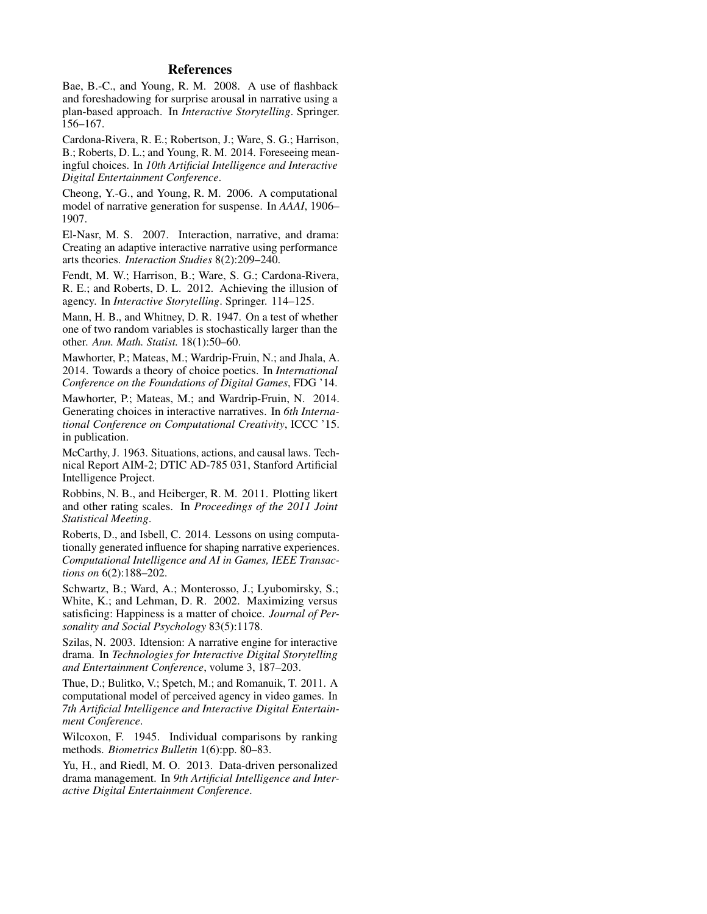## References

Bae, B.-C., and Young, R. M. 2008. A use of flashback and foreshadowing for surprise arousal in narrative using a plan-based approach. In *Interactive Storytelling*. Springer. 156–167.

Cardona-Rivera, R. E.; Robertson, J.; Ware, S. G.; Harrison, B.; Roberts, D. L.; and Young, R. M. 2014. Foreseeing meaningful choices. In *10th Artificial Intelligence and Interactive Digital Entertainment Conference*.

Cheong, Y.-G., and Young, R. M. 2006. A computational model of narrative generation for suspense. In *AAAI*, 1906–1907.

El-Nasr, M. S. 2007. Interaction, narrative, and drama: Creating an adaptive interactive narrative using performance arts theories. *Interaction Studies* 8(2):209–240.

Fendt, M. W.; Harrison, B.; Ware, S. G.; Cardona-Rivera, R. E.; and Roberts, D. L. 2012. Achieving the illusion of agency. In *Interactive Storytelling*. Springer. 114–125.

Mann, H. B., and Whitney, D. R. 1947. On a test of whether one of two random variables is stochastically larger than the other. *Ann. Math. Statist.* 18(1):50–60.

Mawhorter, P.; Mateas, M.; Wardrip-Fruin, N.; and Jhala, A. 2014. Towards a theory of choice poetics. In *International Conference on the Foundations of Digital Games*, FDG '14.

Mawhorter, P.; Mateas, M.; and Wardrip-Fruin, N. 2014. Generating choices in interactive narratives. In *6th International Conference on Computational Creativity*, ICCC '15. in publication.

McCarthy, J. 1963. Situations, actions, and causal laws. Technical Report AIM-2; DTIC AD-785 031, Stanford Artificial Intelligence Project.

Robbins, N. B., and Heiberger, R. M. 2011. Plotting likert and other rating scales. In *Proceedings of the 2011 Joint Statistical Meeting*.

Roberts, D., and Isbell, C. 2014. Lessons on using computationally generated influence for shaping narrative experiences. *Computational Intelligence and AI in Games, IEEE Transactions on* 6(2):188–202.

Schwartz, B.; Ward, A.; Monterosso, J.; Lyubomirsky, S.; White, K.; and Lehman, D. R. 2002. Maximizing versus satisficing: Happiness is a matter of choice. *Journal of Personality and Social Psychology* 83(5):1178.

Szilas, N. 2003. Idtension: A narrative engine for interactive drama. In *Technologies for Interactive Digital Storytelling and Entertainment Conference*, volume 3, 187–203.

Thue, D.; Bulitko, V.; Spetch, M.; and Romanuik, T. 2011. A computational model of perceived agency in video games. In *7th Artificial Intelligence and Interactive Digital Entertainment Conference*.

Wilcoxon, F. 1945. Individual comparisons by ranking methods. *Biometrics Bulletin* 1(6):pp. 80–83.

Yu, H., and Riedl, M. O. 2013. Data-driven personalized drama management. In *9th Artificial Intelligence and Interactive Digital Entertainment Conference*.